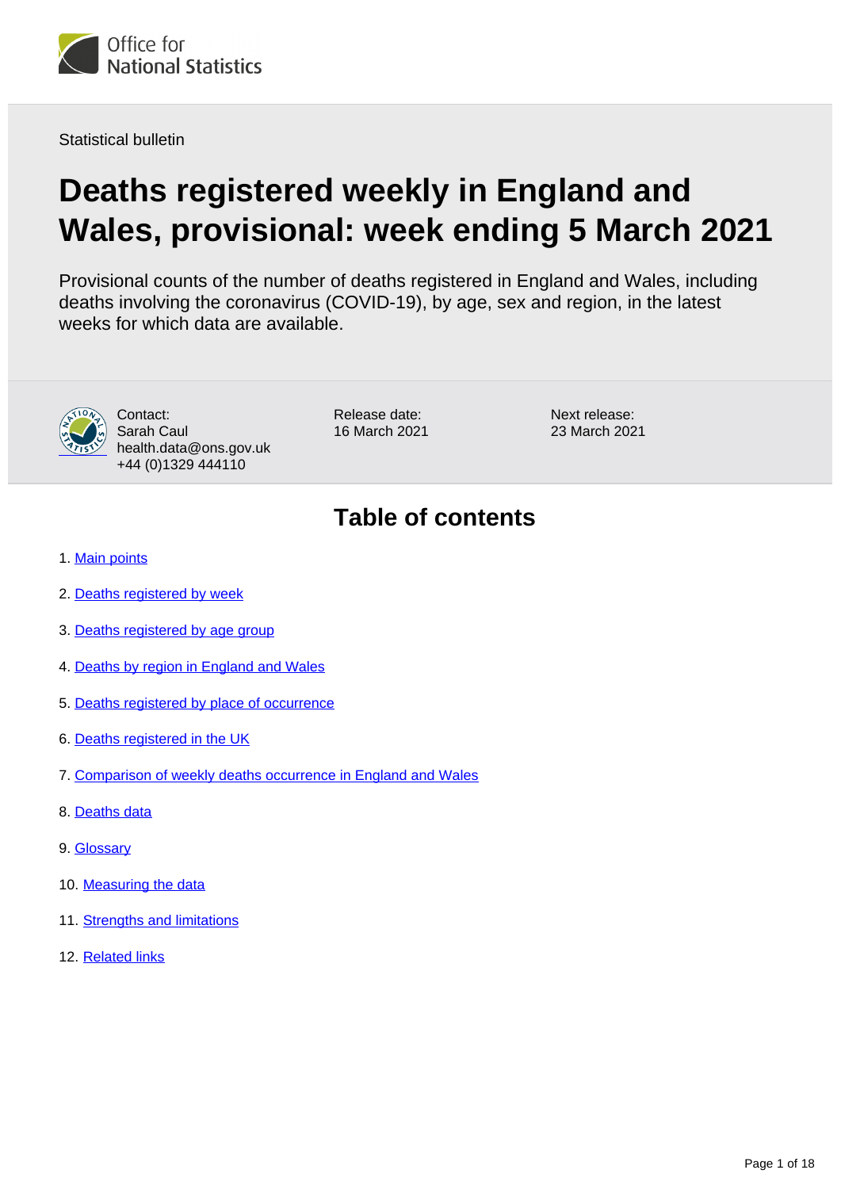Statistical bulletin

# Deaths registered weekly in England and Wales, provisional: week ending 5 March 2021

Provisional counts of the number of deaths registered in England and Wales, including deaths involving the coronavirus (COVID-19), by age, sex and region, in the latest weeks for which data are available.

Contact:
Sarah Caul
health.data@ons.gov.uk
+44 (0)1329 444110

Release date:
16 March 2021

Next release:
23 March 2021

## Table of contents

1. Main points
2. Deaths registered by week
3. Deaths registered by age group
4. Deaths by region in England and Wales
5. Deaths registered by place of occurrence
6. Deaths registered in the UK
7. Comparison of weekly deaths occurrence in England and Wales
8. Deaths data
9. Glossary
10. Measuring the data
11. Strengths and limitations
12. Related links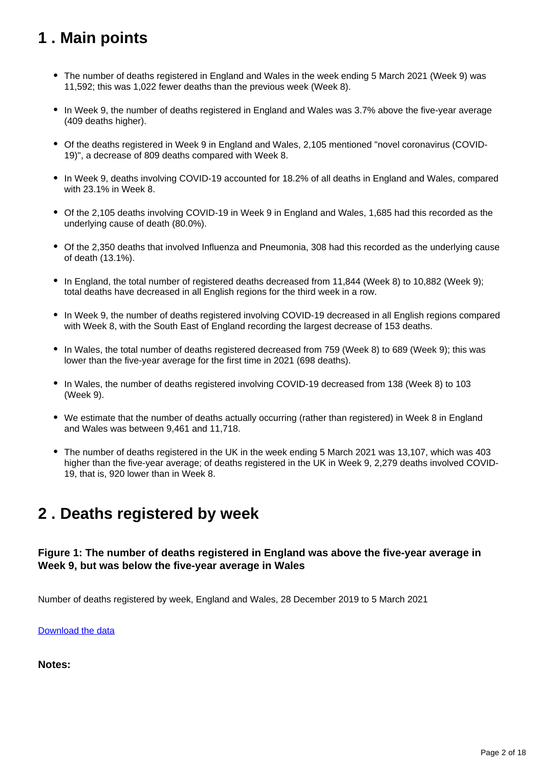## 1 . Main points

- The number of deaths registered in England and Wales in the week ending 5 March 2021 (Week 9) was 11,592; this was 1,022 fewer deaths than the previous week (Week 8).
- In Week 9, the number of deaths registered in England and Wales was 3.7% above the five-year average (409 deaths higher).
- Of the deaths registered in Week 9 in England and Wales, 2,105 mentioned "novel coronavirus (COVID-19)", a decrease of 809 deaths compared with Week 8.
- In Week 9, deaths involving COVID-19 accounted for 18.2% of all deaths in England and Wales, compared with 23.1% in Week 8.
- Of the 2,105 deaths involving COVID-19 in Week 9 in England and Wales, 1,685 had this recorded as the underlying cause of death (80.0%).
- Of the 2,350 deaths that involved Influenza and Pneumonia, 308 had this recorded as the underlying cause of death (13.1%).
- In England, the total number of registered deaths decreased from 11,844 (Week 8) to 10,882 (Week 9); total deaths have decreased in all English regions for the third week in a row.
- In Week 9, the number of deaths registered involving COVID-19 decreased in all English regions compared with Week 8, with the South East of England recording the largest decrease of 153 deaths.
- In Wales, the total number of deaths registered decreased from 759 (Week 8) to 689 (Week 9); this was lower than the five-year average for the first time in 2021 (698 deaths).
- In Wales, the number of deaths registered involving COVID-19 decreased from 138 (Week 8) to 103 (Week 9).
- We estimate that the number of deaths actually occurring (rather than registered) in Week 8 in England and Wales was between 9,461 and 11,718.
- The number of deaths registered in the UK in the week ending 5 March 2021 was 13,107, which was 403 higher than the five-year average; of deaths registered in the UK in Week 9, 2,279 deaths involved COVID-19, that is, 920 lower than in Week 8.

## 2 . Deaths registered by week

### Figure 1: The number of deaths registered in England was above the five-year average in Week 9, but was below the five-year average in Wales

Number of deaths registered by week, England and Wales, 28 December 2019 to 5 March 2021

Download the data

**Notes:**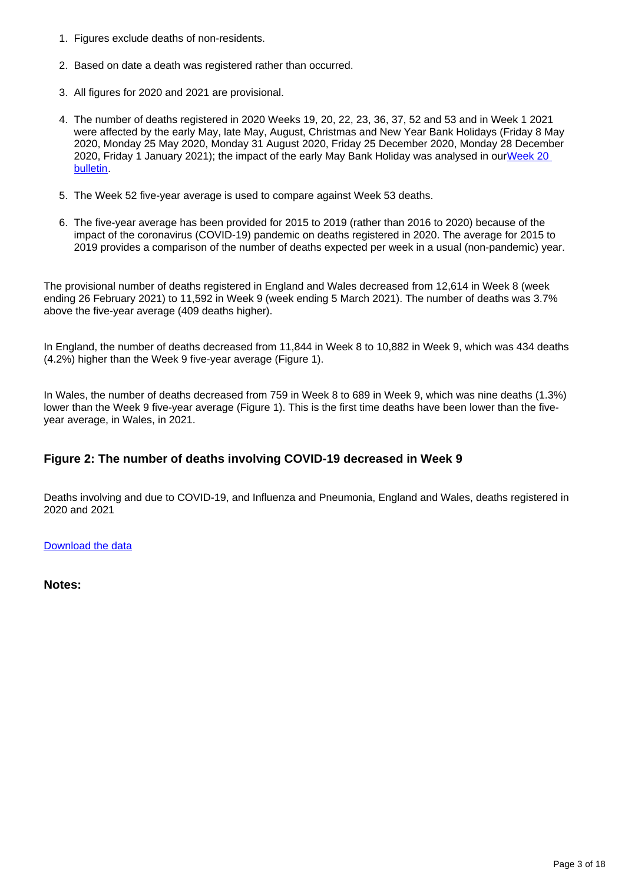1. Figures exclude deaths of non-residents.

2. Based on date a death was registered rather than occurred.

3. All figures for 2020 and 2021 are provisional.

4. The number of deaths registered in 2020 Weeks 19, 20, 22, 23, 36, 37, 52 and 53 and in Week 1 2021 were affected by the early May, late May, August, Christmas and New Year Bank Holidays (Friday 8 May 2020, Monday 25 May 2020, Monday 31 August 2020, Friday 25 December 2020, Monday 28 December 2020, Friday 1 January 2021); the impact of the early May Bank Holiday was analysed in our [Week 20 bulletin](#).

5. The Week 52 five-year average is used to compare against Week 53 deaths.

6. The five-year average has been provided for 2015 to 2019 (rather than 2016 to 2020) because of the impact of the coronavirus (COVID-19) pandemic on deaths registered in 2020. The average for 2015 to 2019 provides a comparison of the number of deaths expected per week in a usual (non-pandemic) year.

The provisional number of deaths registered in England and Wales decreased from 12,614 in Week 8 (week ending 26 February 2021) to 11,592 in Week 9 (week ending 5 March 2021). The number of deaths was 3.7% above the five-year average (409 deaths higher).

In England, the number of deaths decreased from 11,844 in Week 8 to 10,882 in Week 9, which was 434 deaths (4.2%) higher than the Week 9 five-year average (Figure 1).

In Wales, the number of deaths decreased from 759 in Week 8 to 689 in Week 9, which was nine deaths (1.3%) lower than the Week 9 five-year average (Figure 1). This is the first time deaths have been lower than the five-year average, in Wales, in 2021.

### Figure 2: The number of deaths involving COVID-19 decreased in Week 9

Deaths involving and due to COVID-19, and Influenza and Pneumonia, England and Wales, deaths registered in 2020 and 2021

[Download the data](#)

**Notes:**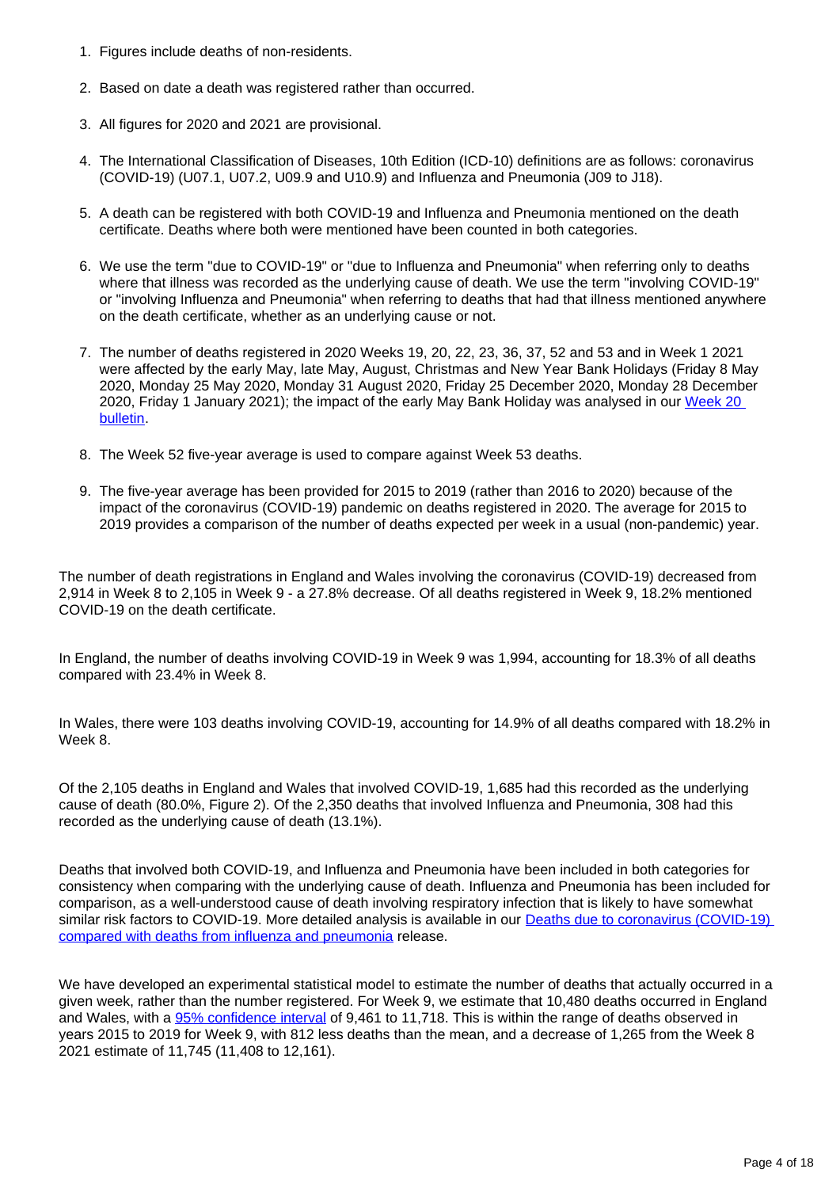1. Figures include deaths of non-residents.

2. Based on date a death was registered rather than occurred.

3. All figures for 2020 and 2021 are provisional.

4. The International Classification of Diseases, 10th Edition (ICD-10) definitions are as follows: coronavirus (COVID-19) (U07.1, U07.2, U09.9 and U10.9) and Influenza and Pneumonia (J09 to J18).

5. A death can be registered with both COVID-19 and Influenza and Pneumonia mentioned on the death certificate. Deaths where both were mentioned have been counted in both categories.

6. We use the term "due to COVID-19" or "due to Influenza and Pneumonia" when referring only to deaths where that illness was recorded as the underlying cause of death. We use the term "involving COVID-19" or "involving Influenza and Pneumonia" when referring to deaths that had that illness mentioned anywhere on the death certificate, whether as an underlying cause or not.

7. The number of deaths registered in 2020 Weeks 19, 20, 22, 23, 36, 37, 52 and 53 and in Week 1 2021 were affected by the early May, late May, August, Christmas and New Year Bank Holidays (Friday 8 May 2020, Monday 25 May 2020, Monday 31 August 2020, Friday 25 December 2020, Monday 28 December 2020, Friday 1 January 2021); the impact of the early May Bank Holiday was analysed in our [Week 20 bulletin](#).

8. The Week 52 five-year average is used to compare against Week 53 deaths.

9. The five-year average has been provided for 2015 to 2019 (rather than 2016 to 2020) because of the impact of the coronavirus (COVID-19) pandemic on deaths registered in 2020. The average for 2015 to 2019 provides a comparison of the number of deaths expected per week in a usual (non-pandemic) year.

The number of death registrations in England and Wales involving the coronavirus (COVID-19) decreased from 2,914 in Week 8 to 2,105 in Week 9 - a 27.8% decrease. Of all deaths registered in Week 9, 18.2% mentioned COVID-19 on the death certificate.

In England, the number of deaths involving COVID-19 in Week 9 was 1,994, accounting for 18.3% of all deaths compared with 23.4% in Week 8.

In Wales, there were 103 deaths involving COVID-19, accounting for 14.9% of all deaths compared with 18.2% in Week 8.

Of the 2,105 deaths in England and Wales that involved COVID-19, 1,685 had this recorded as the underlying cause of death (80.0%, Figure 2). Of the 2,350 deaths that involved Influenza and Pneumonia, 308 had this recorded as the underlying cause of death (13.1%).

Deaths that involved both COVID-19, and Influenza and Pneumonia have been included in both categories for consistency when comparing with the underlying cause of death. Influenza and Pneumonia has been included for comparison, as a well-understood cause of death involving respiratory infection that is likely to have somewhat similar risk factors to COVID-19. More detailed analysis is available in our [Deaths due to coronavirus (COVID-19) compared with deaths from influenza and pneumonia](#) release.

We have developed an experimental statistical model to estimate the number of deaths that actually occurred in a given week, rather than the number registered. For Week 9, we estimate that 10,480 deaths occurred in England and Wales, with a [95% confidence interval](#) of 9,461 to 11,718. This is within the range of deaths observed in years 2015 to 2019 for Week 9, with 812 less deaths than the mean, and a decrease of 1,265 from the Week 8 2021 estimate of 11,745 (11,408 to 12,161).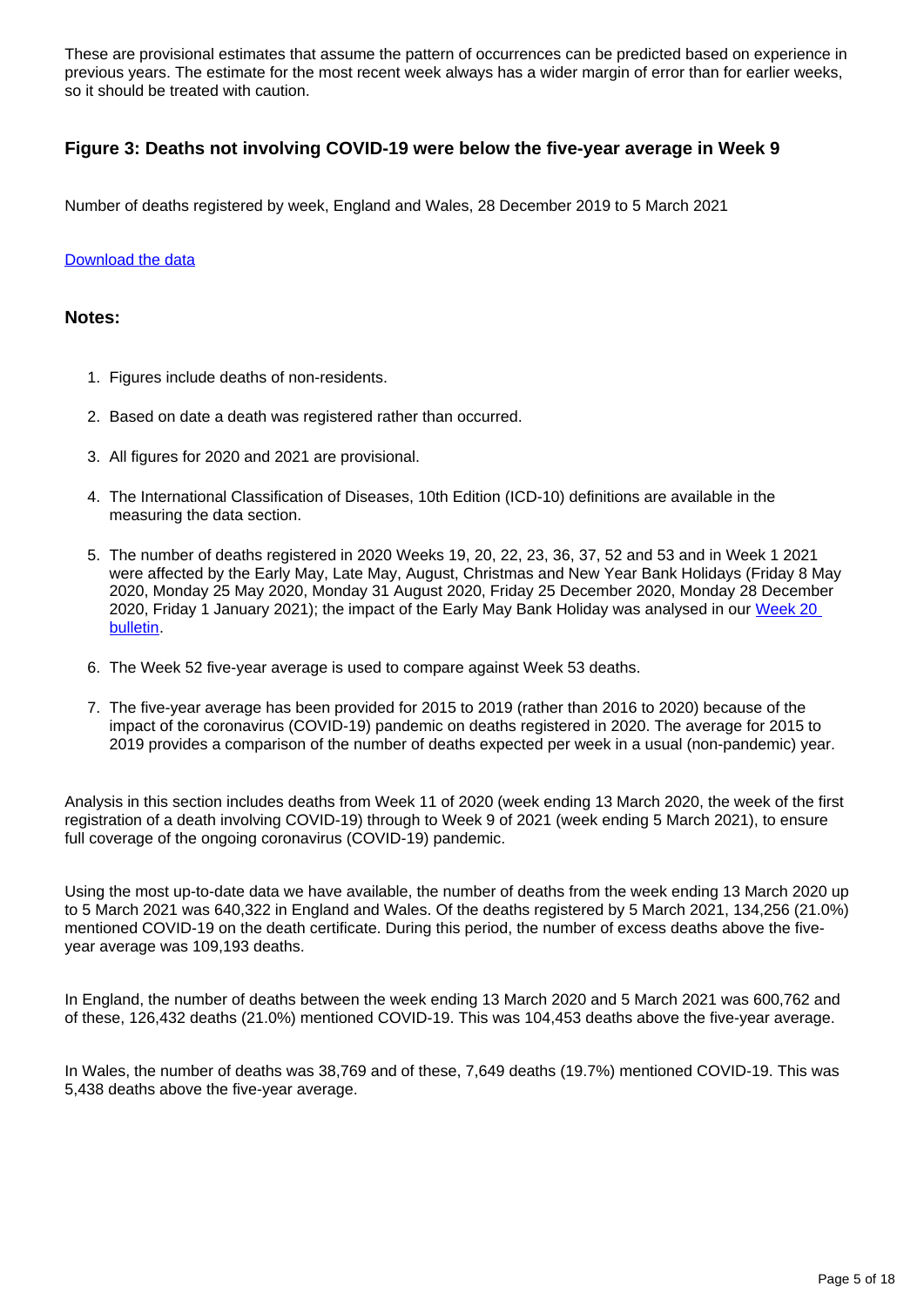These are provisional estimates that assume the pattern of occurrences can be predicted based on experience in previous years. The estimate for the most recent week always has a wider margin of error than for earlier weeks, so it should be treated with caution.

### Figure 3: Deaths not involving COVID-19 were below the five-year average in Week 9

Number of deaths registered by week, England and Wales, 28 December 2019 to 5 March 2021

[Download the data]

#### Notes:

1. Figures include deaths of non-residents.
2. Based on date a death was registered rather than occurred.
3. All figures for 2020 and 2021 are provisional.
4. The International Classification of Diseases, 10th Edition (ICD-10) definitions are available in the measuring the data section.
5. The number of deaths registered in 2020 Weeks 19, 20, 22, 23, 36, 37, 52 and 53 and in Week 1 2021 were affected by the Early May, Late May, August, Christmas and New Year Bank Holidays (Friday 8 May 2020, Monday 25 May 2020, Monday 31 August 2020, Friday 25 December 2020, Monday 28 December 2020, Friday 1 January 2021); the impact of the Early May Bank Holiday was analysed in our Week 20 bulletin.
6. The Week 52 five-year average is used to compare against Week 53 deaths.
7. The five-year average has been provided for 2015 to 2019 (rather than 2016 to 2020) because of the impact of the coronavirus (COVID-19) pandemic on deaths registered in 2020. The average for 2015 to 2019 provides a comparison of the number of deaths expected per week in a usual (non-pandemic) year.

Analysis in this section includes deaths from Week 11 of 2020 (week ending 13 March 2020, the week of the first registration of a death involving COVID-19) through to Week 9 of 2021 (week ending 5 March 2021), to ensure full coverage of the ongoing coronavirus (COVID-19) pandemic.

Using the most up-to-date data we have available, the number of deaths from the week ending 13 March 2020 up to 5 March 2021 was 640,322 in England and Wales. Of the deaths registered by 5 March 2021, 134,256 (21.0%) mentioned COVID-19 on the death certificate. During this period, the number of excess deaths above the five-year average was 109,193 deaths.

In England, the number of deaths between the week ending 13 March 2020 and 5 March 2021 was 600,762 and of these, 126,432 deaths (21.0%) mentioned COVID-19. This was 104,453 deaths above the five-year average.

In Wales, the number of deaths was 38,769 and of these, 7,649 deaths (19.7%) mentioned COVID-19. This was 5,438 deaths above the five-year average.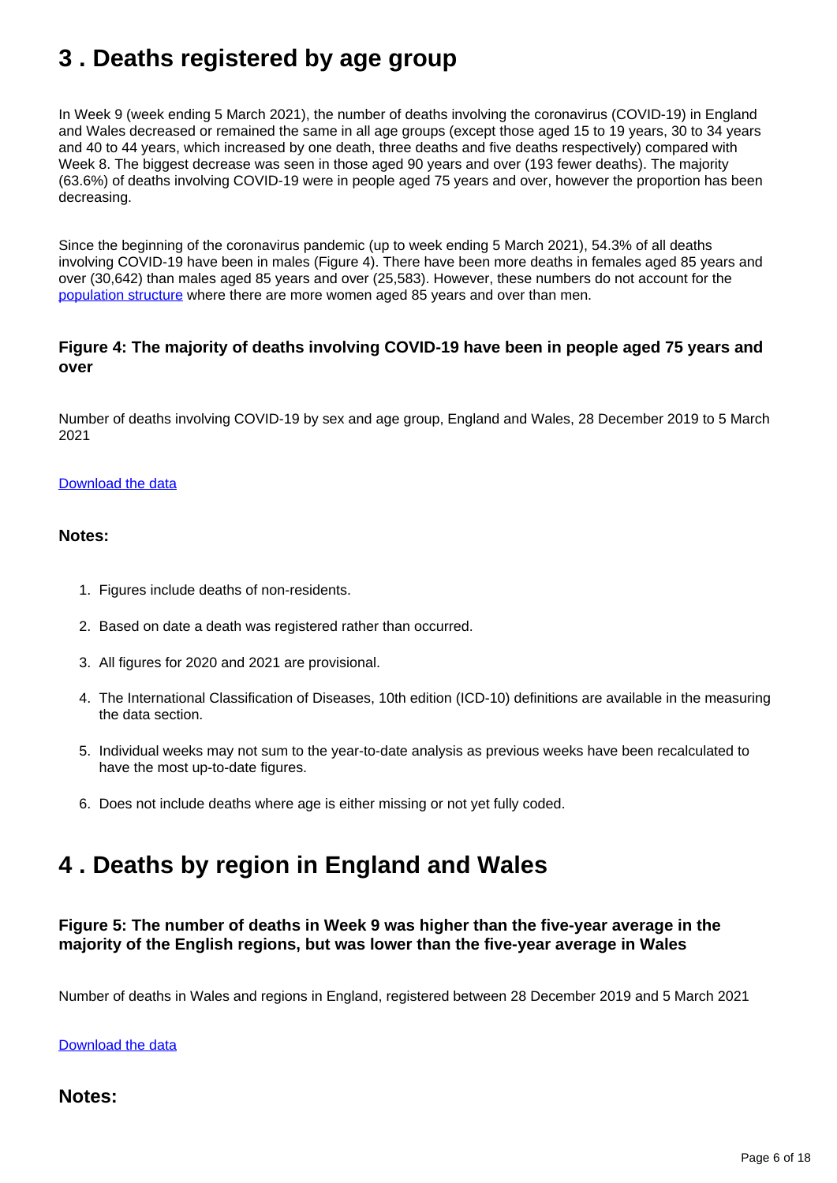## 3 . Deaths registered by age group

In Week 9 (week ending 5 March 2021), the number of deaths involving the coronavirus (COVID-19) in England and Wales decreased or remained the same in all age groups (except those aged 15 to 19 years, 30 to 34 years and 40 to 44 years, which increased by one death, three deaths and five deaths respectively) compared with Week 8. The biggest decrease was seen in those aged 90 years and over (193 fewer deaths). The majority (63.6%) of deaths involving COVID-19 were in people aged 75 years and over, however the proportion has been decreasing.

Since the beginning of the coronavirus pandemic (up to week ending 5 March 2021), 54.3% of all deaths involving COVID-19 have been in males (Figure 4). There have been more deaths in females aged 85 years and over (30,642) than males aged 85 years and over (25,583). However, these numbers do not account for the population structure where there are more women aged 85 years and over than men.

### Figure 4: The majority of deaths involving COVID-19 have been in people aged 75 years and over

Number of deaths involving COVID-19 by sex and age group, England and Wales, 28 December 2019 to 5 March 2021

Download the data

#### Notes:

1. Figures include deaths of non-residents.
2. Based on date a death was registered rather than occurred.
3. All figures for 2020 and 2021 are provisional.
4. The International Classification of Diseases, 10th edition (ICD-10) definitions are available in the measuring the data section.
5. Individual weeks may not sum to the year-to-date analysis as previous weeks have been recalculated to have the most up-to-date figures.
6. Does not include deaths where age is either missing or not yet fully coded.

## 4 . Deaths by region in England and Wales

### Figure 5: The number of deaths in Week 9 was higher than the five-year average in the majority of the English regions, but was lower than the five-year average in Wales

Number of deaths in Wales and regions in England, registered between 28 December 2019 and 5 March 2021

Download the data

### Notes: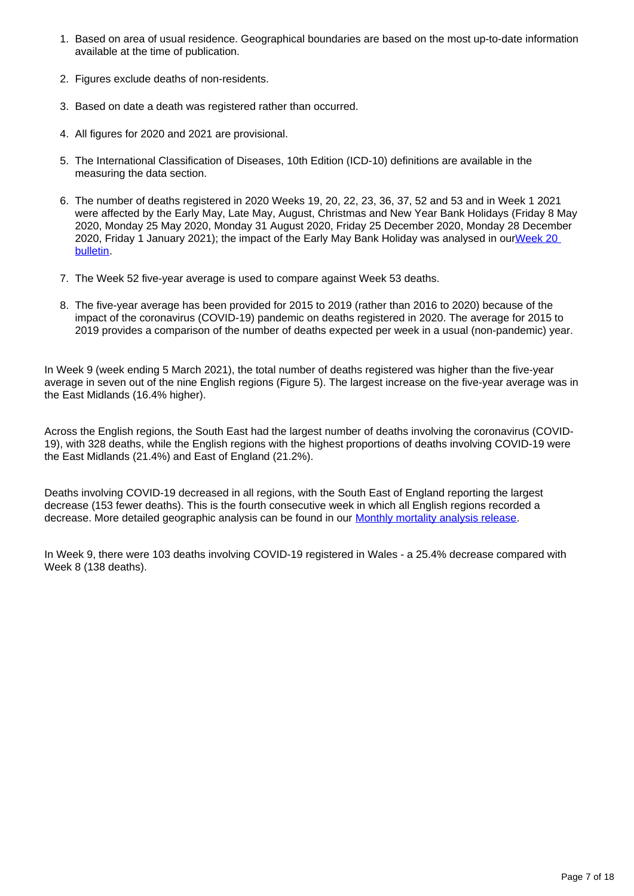1. Based on area of usual residence. Geographical boundaries are based on the most up-to-date information available at the time of publication.

2. Figures exclude deaths of non-residents.

3. Based on date a death was registered rather than occurred.

4. All figures for 2020 and 2021 are provisional.

5. The International Classification of Diseases, 10th Edition (ICD-10) definitions are available in the measuring the data section.

6. The number of deaths registered in 2020 Weeks 19, 20, 22, 23, 36, 37, 52 and 53 and in Week 1 2021 were affected by the Early May, Late May, August, Christmas and New Year Bank Holidays (Friday 8 May 2020, Monday 25 May 2020, Monday 31 August 2020, Friday 25 December 2020, Monday 28 December 2020, Friday 1 January 2021); the impact of the Early May Bank Holiday was analysed in our[Week 20 bulletin](#).

7. The Week 52 five-year average is used to compare against Week 53 deaths.

8. The five-year average has been provided for 2015 to 2019 (rather than 2016 to 2020) because of the impact of the coronavirus (COVID-19) pandemic on deaths registered in 2020. The average for 2015 to 2019 provides a comparison of the number of deaths expected per week in a usual (non-pandemic) year.

In Week 9 (week ending 5 March 2021), the total number of deaths registered was higher than the five-year average in seven out of the nine English regions (Figure 5). The largest increase on the five-year average was in the East Midlands (16.4% higher).

Across the English regions, the South East had the largest number of deaths involving the coronavirus (COVID-19), with 328 deaths, while the English regions with the highest proportions of deaths involving COVID-19 were the East Midlands (21.4%) and East of England (21.2%).

Deaths involving COVID-19 decreased in all regions, with the South East of England reporting the largest decrease (153 fewer deaths). This is the fourth consecutive week in which all English regions recorded a decrease. More detailed geographic analysis can be found in our [Monthly mortality analysis release](#).

In Week 9, there were 103 deaths involving COVID-19 registered in Wales - a 25.4% decrease compared with Week 8 (138 deaths).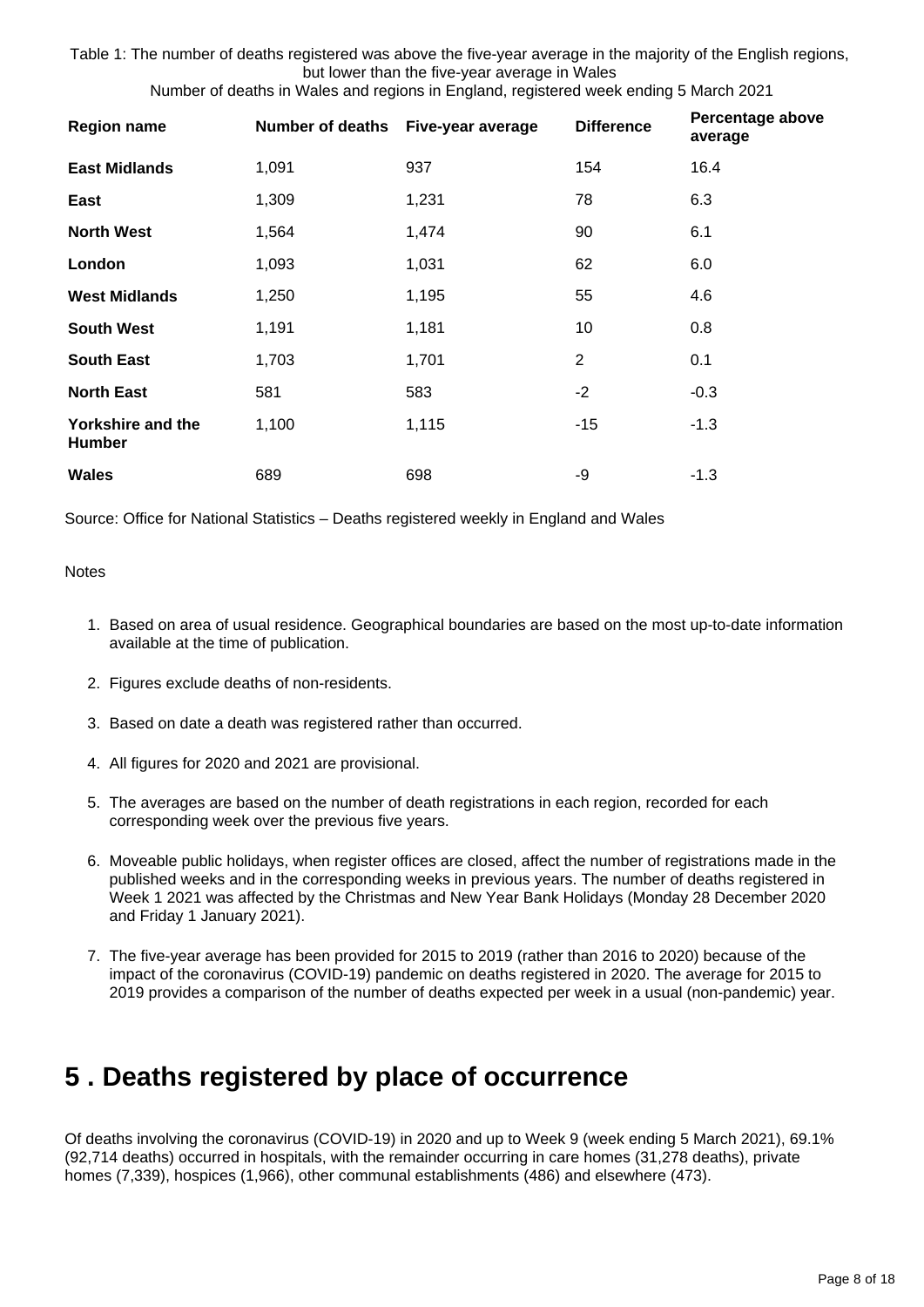Table 1: The number of deaths registered was above the five-year average in the majority of the English regions, but lower than the five-year average in Wales

Number of deaths in Wales and regions in England, registered week ending 5 March 2021

| Region name | Number of deaths | Five-year average | Difference | Percentage above average |
|---|---|---|---|---|
| **East Midlands** | 1,091 | 937 | 154 | 16.4 |
| **East** | 1,309 | 1,231 | 78 | 6.3 |
| **North West** | 1,564 | 1,474 | 90 | 6.1 |
| **London** | 1,093 | 1,031 | 62 | 6.0 |
| **West Midlands** | 1,250 | 1,195 | 55 | 4.6 |
| **South West** | 1,191 | 1,181 | 10 | 0.8 |
| **South East** | 1,703 | 1,701 | 2 | 0.1 |
| **North East** | 581 | 583 | -2 | -0.3 |
| **Yorkshire and the Humber** | 1,100 | 1,115 | -15 | -1.3 |
| **Wales** | 689 | 698 | -9 | -1.3 |

Source: Office for National Statistics – Deaths registered weekly in England and Wales

Notes

1. Based on area of usual residence. Geographical boundaries are based on the most up-to-date information available at the time of publication.
2. Figures exclude deaths of non-residents.
3. Based on date a death was registered rather than occurred.
4. All figures for 2020 and 2021 are provisional.
5. The averages are based on the number of death registrations in each region, recorded for each corresponding week over the previous five years.
6. Moveable public holidays, when register offices are closed, affect the number of registrations made in the published weeks and in the corresponding weeks in previous years. The number of deaths registered in Week 1 2021 was affected by the Christmas and New Year Bank Holidays (Monday 28 December 2020 and Friday 1 January 2021).
7. The five-year average has been provided for 2015 to 2019 (rather than 2016 to 2020) because of the impact of the coronavirus (COVID-19) pandemic on deaths registered in 2020. The average for 2015 to 2019 provides a comparison of the number of deaths expected per week in a usual (non-pandemic) year.

## 5 . Deaths registered by place of occurrence

Of deaths involving the coronavirus (COVID-19) in 2020 and up to Week 9 (week ending 5 March 2021), 69.1% (92,714 deaths) occurred in hospitals, with the remainder occurring in care homes (31,278 deaths), private homes (7,339), hospices (1,966), other communal establishments (486) and elsewhere (473).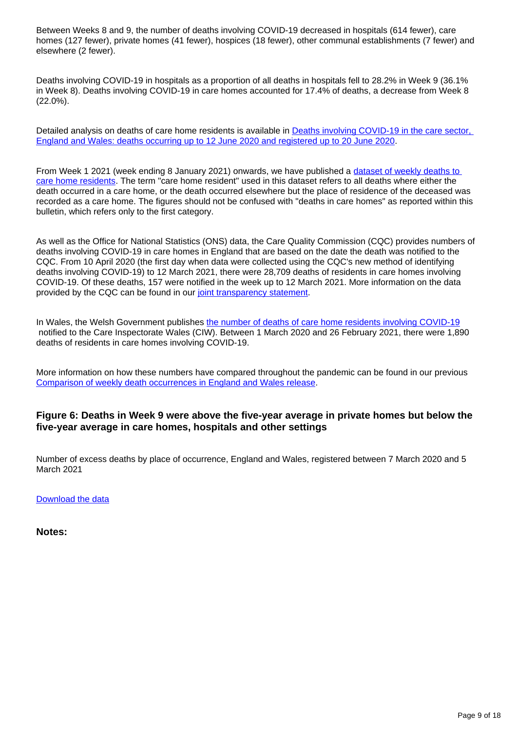Between Weeks 8 and 9, the number of deaths involving COVID-19 decreased in hospitals (614 fewer), care homes (127 fewer), private homes (41 fewer), hospices (18 fewer), other communal establishments (7 fewer) and elsewhere (2 fewer).

Deaths involving COVID-19 in hospitals as a proportion of all deaths in hospitals fell to 28.2% in Week 9 (36.1% in Week 8). Deaths involving COVID-19 in care homes accounted for 17.4% of deaths, a decrease from Week 8 (22.0%).

Detailed analysis on deaths of care home residents is available in [Deaths involving COVID-19 in the care sector, England and Wales: deaths occurring up to 12 June 2020 and registered up to 20 June 2020](#).

From Week 1 2021 (week ending 8 January 2021) onwards, we have published a [dataset of weekly deaths to care home residents](#). The term "care home resident" used in this dataset refers to all deaths where either the death occurred in a care home, or the death occurred elsewhere but the place of residence of the deceased was recorded as a care home. The figures should not be confused with "deaths in care homes" as reported within this bulletin, which refers only to the first category.

As well as the Office for National Statistics (ONS) data, the Care Quality Commission (CQC) provides numbers of deaths involving COVID-19 in care homes in England that are based on the date the death was notified to the CQC. From 10 April 2020 (the first day when data were collected using the CQC's new method of identifying deaths involving COVID-19) to 12 March 2021, there were 28,709 deaths of residents in care homes involving COVID-19. Of these deaths, 157 were notified in the week up to 12 March 2021. More information on the data provided by the CQC can be found in our [joint transparency statement](#).

In Wales, the Welsh Government publishes [the number of deaths of care home residents involving COVID-19](#) notified to the Care Inspectorate Wales (CIW). Between 1 March 2020 and 26 February 2021, there were 1,890 deaths of residents in care homes involving COVID-19.

More information on how these numbers have compared throughout the pandemic can be found in our previous [Comparison of weekly death occurrences in England and Wales release](#).

### Figure 6: Deaths in Week 9 were above the five-year average in private homes but below the five-year average in care homes, hospitals and other settings

Number of excess deaths by place of occurrence, England and Wales, registered between 7 March 2020 and 5 March 2021

[Download the data](#)

**Notes:**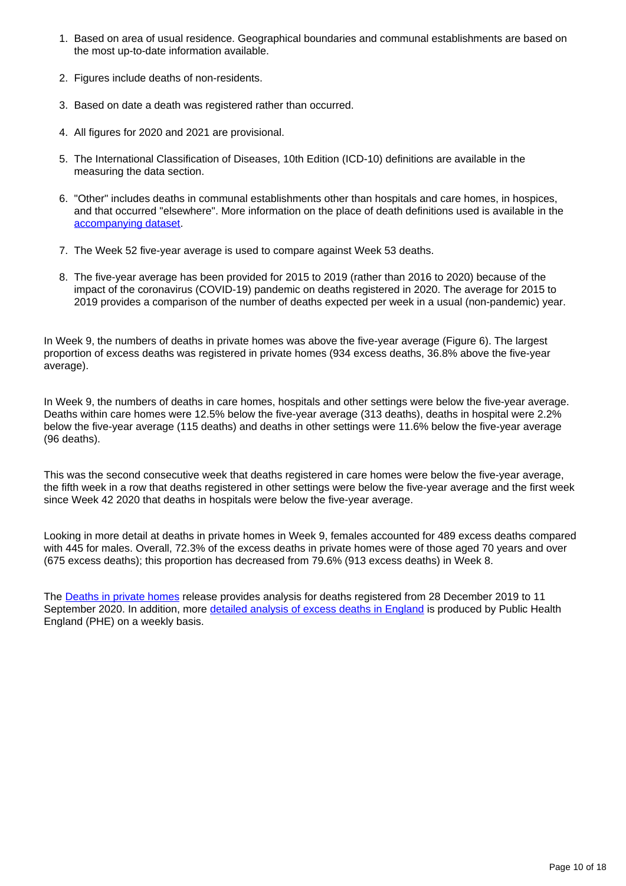1. Based on area of usual residence. Geographical boundaries and communal establishments are based on the most up-to-date information available.
2. Figures include deaths of non-residents.
3. Based on date a death was registered rather than occurred.
4. All figures for 2020 and 2021 are provisional.
5. The International Classification of Diseases, 10th Edition (ICD-10) definitions are available in the measuring the data section.
6. "Other" includes deaths in communal establishments other than hospitals and care homes, in hospices, and that occurred "elsewhere". More information on the place of death definitions used is available in the accompanying dataset.
7. The Week 52 five-year average is used to compare against Week 53 deaths.
8. The five-year average has been provided for 2015 to 2019 (rather than 2016 to 2020) because of the impact of the coronavirus (COVID-19) pandemic on deaths registered in 2020. The average for 2015 to 2019 provides a comparison of the number of deaths expected per week in a usual (non-pandemic) year.

In Week 9, the numbers of deaths in private homes was above the five-year average (Figure 6). The largest proportion of excess deaths was registered in private homes (934 excess deaths, 36.8% above the five-year average).

In Week 9, the numbers of deaths in care homes, hospitals and other settings were below the five-year average. Deaths within care homes were 12.5% below the five-year average (313 deaths), deaths in hospital were 2.2% below the five-year average (115 deaths) and deaths in other settings were 11.6% below the five-year average (96 deaths).

This was the second consecutive week that deaths registered in care homes were below the five-year average, the fifth week in a row that deaths registered in other settings were below the five-year average and the first week since Week 42 2020 that deaths in hospitals were below the five-year average.

Looking in more detail at deaths in private homes in Week 9, females accounted for 489 excess deaths compared with 445 for males. Overall, 72.3% of the excess deaths in private homes were of those aged 70 years and over (675 excess deaths); this proportion has decreased from 79.6% (913 excess deaths) in Week 8.

The Deaths in private homes release provides analysis for deaths registered from 28 December 2019 to 11 September 2020. In addition, more detailed analysis of excess deaths in England is produced by Public Health England (PHE) on a weekly basis.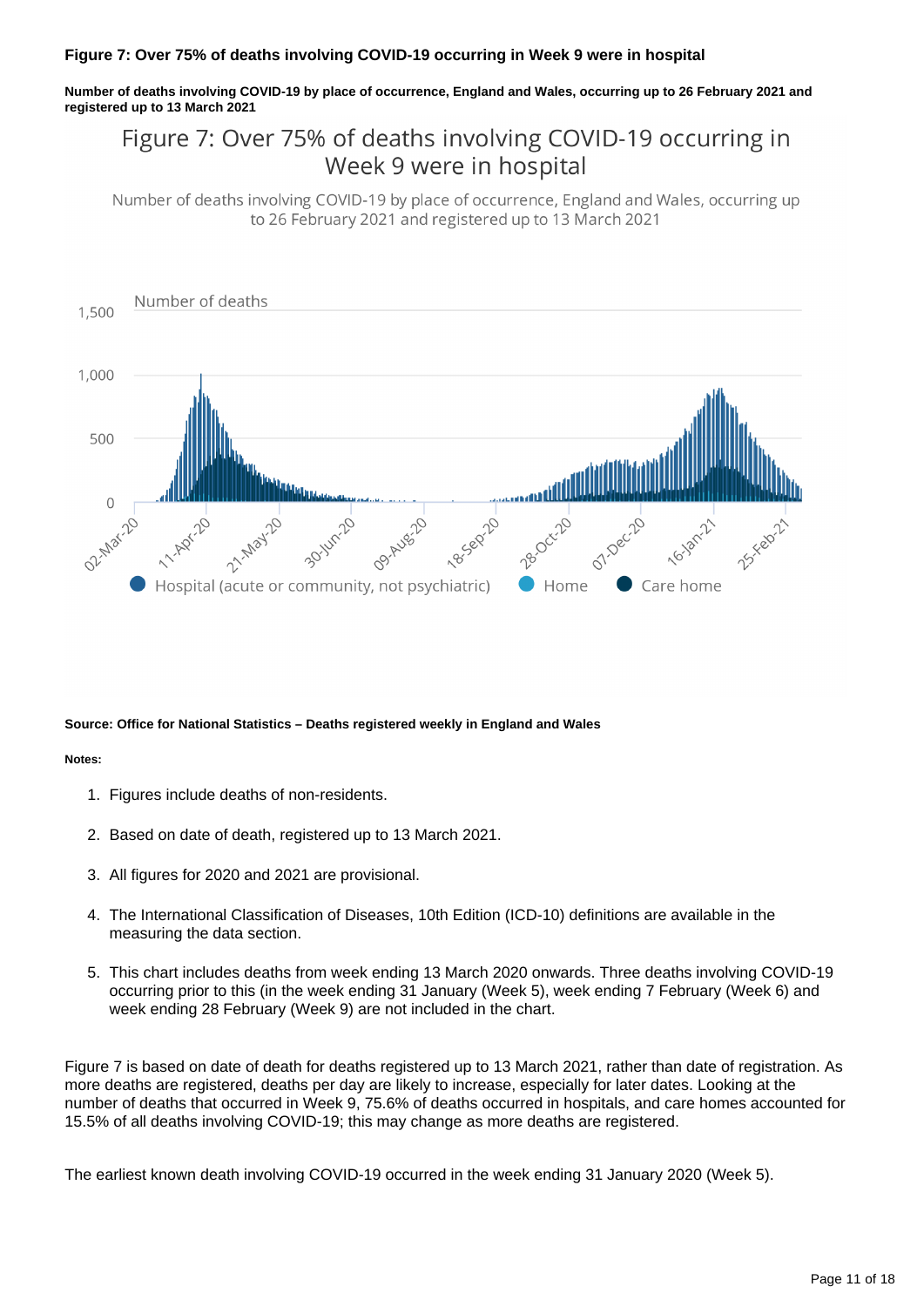**Figure 7: Over 75% of deaths involving COVID-19 occurring in Week 9 were in hospital**

**Number of deaths involving COVID-19 by place of occurrence, England and Wales, occurring up to 26 February 2021 and registered up to 13 March 2021**

**Source: Office for National Statistics – Deaths registered weekly in England and Wales**

**Notes:**

1. Figures include deaths of non-residents.
2. Based on date of death, registered up to 13 March 2021.
3. All figures for 2020 and 2021 are provisional.
4. The International Classification of Diseases, 10th Edition (ICD-10) definitions are available in the measuring the data section.
5. This chart includes deaths from week ending 13 March 2020 onwards. Three deaths involving COVID-19 occurring prior to this (in the week ending 31 January (Week 5), week ending 7 February (Week 6) and week ending 28 February (Week 9) are not included in the chart.

Figure 7 is based on date of death for deaths registered up to 13 March 2021, rather than date of registration. As more deaths are registered, deaths per day are likely to increase, especially for later dates. Looking at the number of deaths that occurred in Week 9, 75.6% of deaths occurred in hospitals, and care homes accounted for 15.5% of all deaths involving COVID-19; this may change as more deaths are registered.

The earliest known death involving COVID-19 occurred in the week ending 31 January 2020 (Week 5).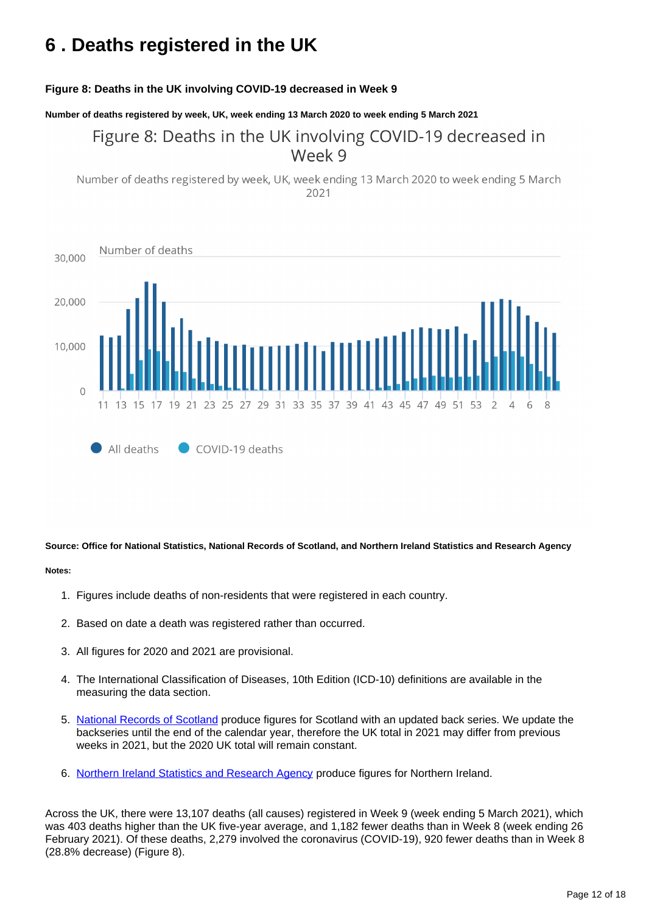# 6 . Deaths registered in the UK

**Figure 8: Deaths in the UK involving COVID-19 decreased in Week 9**

**Number of deaths registered by week, UK, week ending 13 March 2020 to week ending 5 March 2021**

**Source: Office for National Statistics, National Records of Scotland, and Northern Ireland Statistics and Research Agency**

**Notes:**

1. Figures include deaths of non-residents that were registered in each country.
2. Based on date a death was registered rather than occurred.
3. All figures for 2020 and 2021 are provisional.
4. The International Classification of Diseases, 10th Edition (ICD-10) definitions are available in the measuring the data section.
5. [National Records of Scotland](#) produce figures for Scotland with an updated back series. We update the backseries until the end of the calendar year, therefore the UK total in 2021 may differ from previous weeks in 2021, but the 2020 UK total will remain constant.
6. [Northern Ireland Statistics and Research Agency](#) produce figures for Northern Ireland.

Across the UK, there were 13,107 deaths (all causes) registered in Week 9 (week ending 5 March 2021), which was 403 deaths higher than the UK five-year average, and 1,182 fewer deaths than in Week 8 (week ending 26 February 2021). Of these deaths, 2,279 involved the coronavirus (COVID-19), 920 fewer deaths than in Week 8 (28.8% decrease) (Figure 8).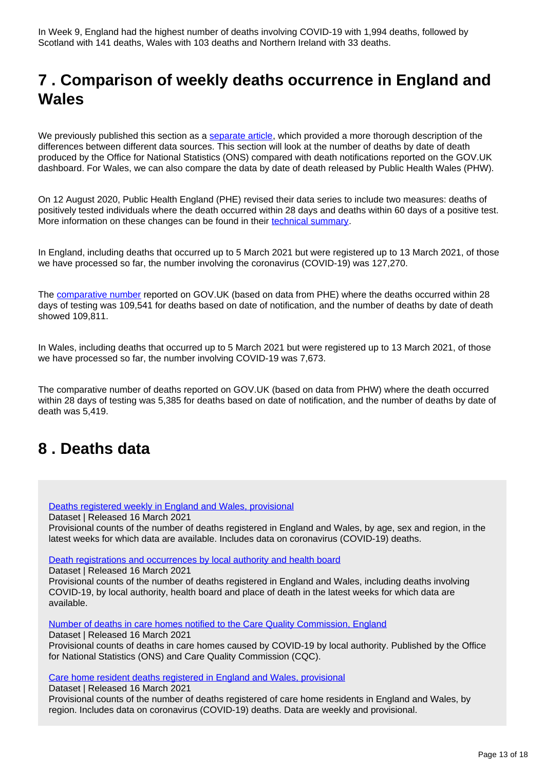In Week 9, England had the highest number of deaths involving COVID-19 with 1,994 deaths, followed by Scotland with 141 deaths, Wales with 103 deaths and Northern Ireland with 33 deaths.

## 7 . Comparison of weekly deaths occurrence in England and Wales

We previously published this section as a separate article, which provided a more thorough description of the differences between different data sources. This section will look at the number of deaths by date of death produced by the Office for National Statistics (ONS) compared with death notifications reported on the GOV.UK dashboard. For Wales, we can also compare the data by date of death released by Public Health Wales (PHW).

On 12 August 2020, Public Health England (PHE) revised their data series to include two measures: deaths of positively tested individuals where the death occurred within 28 days and deaths within 60 days of a positive test. More information on these changes can be found in their technical summary.

In England, including deaths that occurred up to 5 March 2021 but were registered up to 13 March 2021, of those we have processed so far, the number involving the coronavirus (COVID-19) was 127,270.

The comparative number reported on GOV.UK (based on data from PHE) where the deaths occurred within 28 days of testing was 109,541 for deaths based on date of notification, and the number of deaths by date of death showed 109,811.

In Wales, including deaths that occurred up to 5 March 2021 but were registered up to 13 March 2021, of those we have processed so far, the number involving COVID-19 was 7,673.

The comparative number of deaths reported on GOV.UK (based on data from PHW) where the death occurred within 28 days of testing was 5,385 for deaths based on date of notification, and the number of deaths by date of death was 5,419.

## 8 . Deaths data

Deaths registered weekly in England and Wales, provisional
Dataset | Released 16 March 2021
Provisional counts of the number of deaths registered in England and Wales, by age, sex and region, in the latest weeks for which data are available. Includes data on coronavirus (COVID-19) deaths.

Death registrations and occurrences by local authority and health board
Dataset | Released 16 March 2021
Provisional counts of the number of deaths registered in England and Wales, including deaths involving COVID-19, by local authority, health board and place of death in the latest weeks for which data are available.

Number of deaths in care homes notified to the Care Quality Commission, England
Dataset | Released 16 March 2021
Provisional counts of deaths in care homes caused by COVID-19 by local authority. Published by the Office for National Statistics (ONS) and Care Quality Commission (CQC).

Care home resident deaths registered in England and Wales, provisional
Dataset | Released 16 March 2021
Provisional counts of the number of deaths registered of care home residents in England and Wales, by region. Includes data on coronavirus (COVID-19) deaths. Data are weekly and provisional.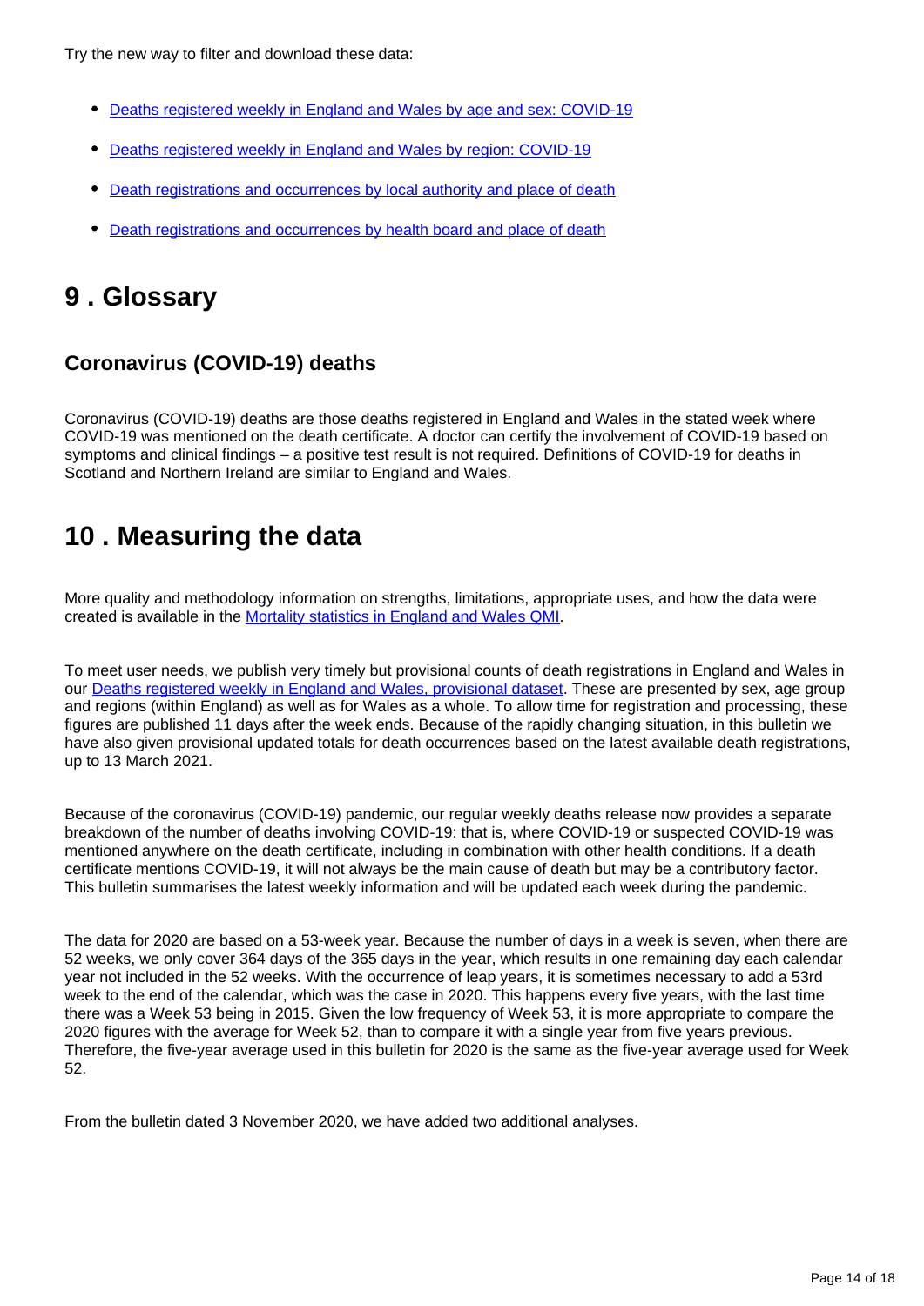Try the new way to filter and download these data:

- Deaths registered weekly in England and Wales by age and sex: COVID-19
- Deaths registered weekly in England and Wales by region: COVID-19
- Death registrations and occurrences by local authority and place of death
- Death registrations and occurrences by health board and place of death

## 9 . Glossary

### Coronavirus (COVID-19) deaths

Coronavirus (COVID-19) deaths are those deaths registered in England and Wales in the stated week where COVID-19 was mentioned on the death certificate. A doctor can certify the involvement of COVID-19 based on symptoms and clinical findings – a positive test result is not required. Definitions of COVID-19 for deaths in Scotland and Northern Ireland are similar to England and Wales.

## 10 . Measuring the data

More quality and methodology information on strengths, limitations, appropriate uses, and how the data were created is available in the Mortality statistics in England and Wales QMI.

To meet user needs, we publish very timely but provisional counts of death registrations in England and Wales in our Deaths registered weekly in England and Wales, provisional dataset. These are presented by sex, age group and regions (within England) as well as for Wales as a whole. To allow time for registration and processing, these figures are published 11 days after the week ends. Because of the rapidly changing situation, in this bulletin we have also given provisional updated totals for death occurrences based on the latest available death registrations, up to 13 March 2021.

Because of the coronavirus (COVID-19) pandemic, our regular weekly deaths release now provides a separate breakdown of the number of deaths involving COVID-19: that is, where COVID-19 or suspected COVID-19 was mentioned anywhere on the death certificate, including in combination with other health conditions. If a death certificate mentions COVID-19, it will not always be the main cause of death but may be a contributory factor. This bulletin summarises the latest weekly information and will be updated each week during the pandemic.

The data for 2020 are based on a 53-week year. Because the number of days in a week is seven, when there are 52 weeks, we only cover 364 days of the 365 days in the year, which results in one remaining day each calendar year not included in the 52 weeks. With the occurrence of leap years, it is sometimes necessary to add a 53rd week to the end of the calendar, which was the case in 2020. This happens every five years, with the last time there was a Week 53 being in 2015. Given the low frequency of Week 53, it is more appropriate to compare the 2020 figures with the average for Week 52, than to compare it with a single year from five years previous. Therefore, the five-year average used in this bulletin for 2020 is the same as the five-year average used for Week 52.

From the bulletin dated 3 November 2020, we have added two additional analyses.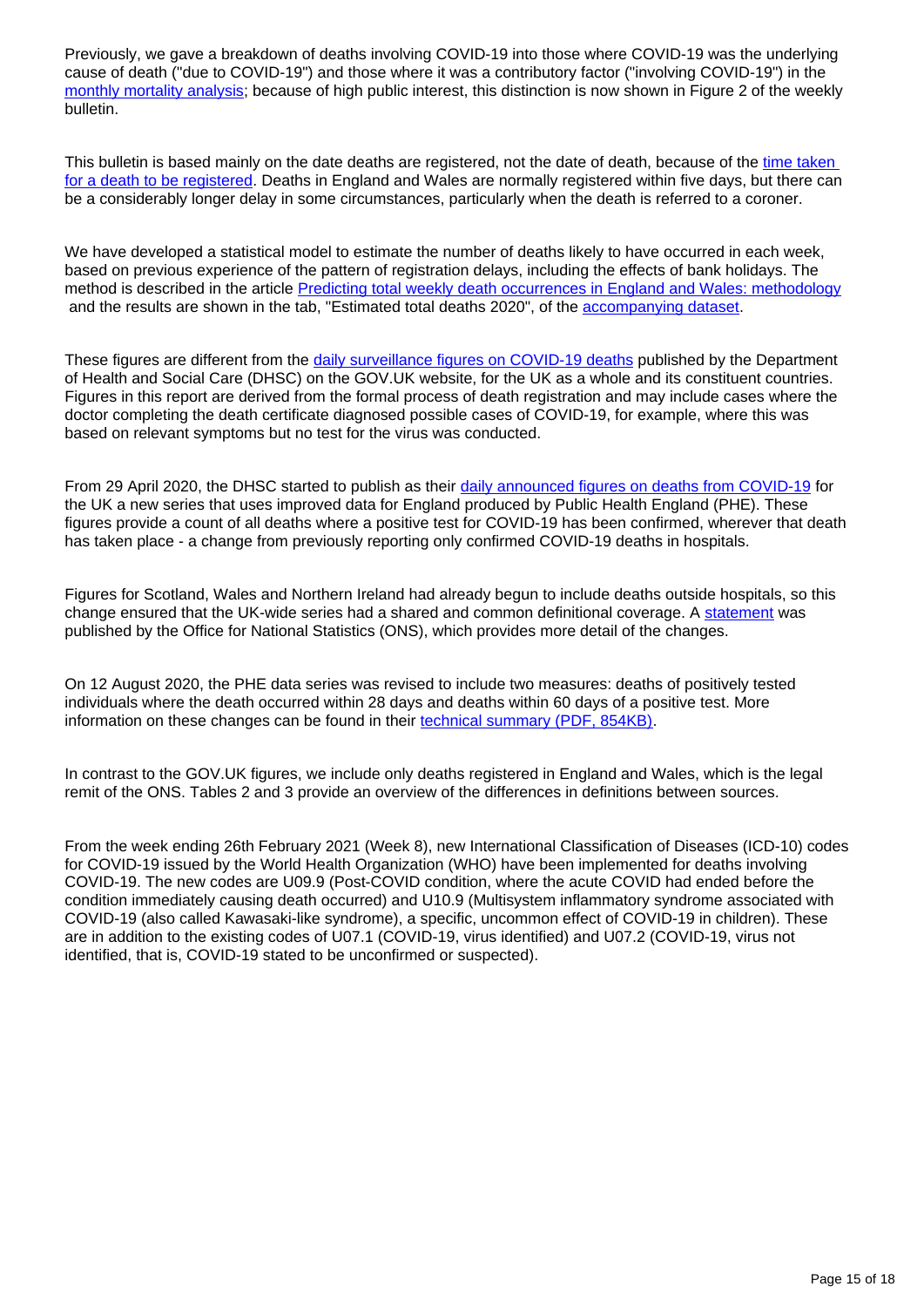Previously, we gave a breakdown of deaths involving COVID-19 into those where COVID-19 was the underlying cause of death ("due to COVID-19") and those where it was a contributory factor ("involving COVID-19") in the monthly mortality analysis; because of high public interest, this distinction is now shown in Figure 2 of the weekly bulletin.

This bulletin is based mainly on the date deaths are registered, not the date of death, because of the time taken for a death to be registered. Deaths in England and Wales are normally registered within five days, but there can be a considerably longer delay in some circumstances, particularly when the death is referred to a coroner.

We have developed a statistical model to estimate the number of deaths likely to have occurred in each week, based on previous experience of the pattern of registration delays, including the effects of bank holidays. The method is described in the article Predicting total weekly death occurrences in England and Wales: methodology and the results are shown in the tab, "Estimated total deaths 2020", of the accompanying dataset.

These figures are different from the daily surveillance figures on COVID-19 deaths published by the Department of Health and Social Care (DHSC) on the GOV.UK website, for the UK as a whole and its constituent countries. Figures in this report are derived from the formal process of death registration and may include cases where the doctor completing the death certificate diagnosed possible cases of COVID-19, for example, where this was based on relevant symptoms but no test for the virus was conducted.

From 29 April 2020, the DHSC started to publish as their daily announced figures on deaths from COVID-19 for the UK a new series that uses improved data for England produced by Public Health England (PHE). These figures provide a count of all deaths where a positive test for COVID-19 has been confirmed, wherever that death has taken place - a change from previously reporting only confirmed COVID-19 deaths in hospitals.

Figures for Scotland, Wales and Northern Ireland had already begun to include deaths outside hospitals, so this change ensured that the UK-wide series had a shared and common definitional coverage. A statement was published by the Office for National Statistics (ONS), which provides more detail of the changes.

On 12 August 2020, the PHE data series was revised to include two measures: deaths of positively tested individuals where the death occurred within 28 days and deaths within 60 days of a positive test. More information on these changes can be found in their technical summary (PDF, 854KB).

In contrast to the GOV.UK figures, we include only deaths registered in England and Wales, which is the legal remit of the ONS. Tables 2 and 3 provide an overview of the differences in definitions between sources.

From the week ending 26th February 2021 (Week 8), new International Classification of Diseases (ICD-10) codes for COVID-19 issued by the World Health Organization (WHO) have been implemented for deaths involving COVID-19. The new codes are U09.9 (Post-COVID condition, where the acute COVID had ended before the condition immediately causing death occurred) and U10.9 (Multisystem inflammatory syndrome associated with COVID-19 (also called Kawasaki-like syndrome), a specific, uncommon effect of COVID-19 in children). These are in addition to the existing codes of U07.1 (COVID-19, virus identified) and U07.2 (COVID-19, virus not identified, that is, COVID-19 stated to be unconfirmed or suspected).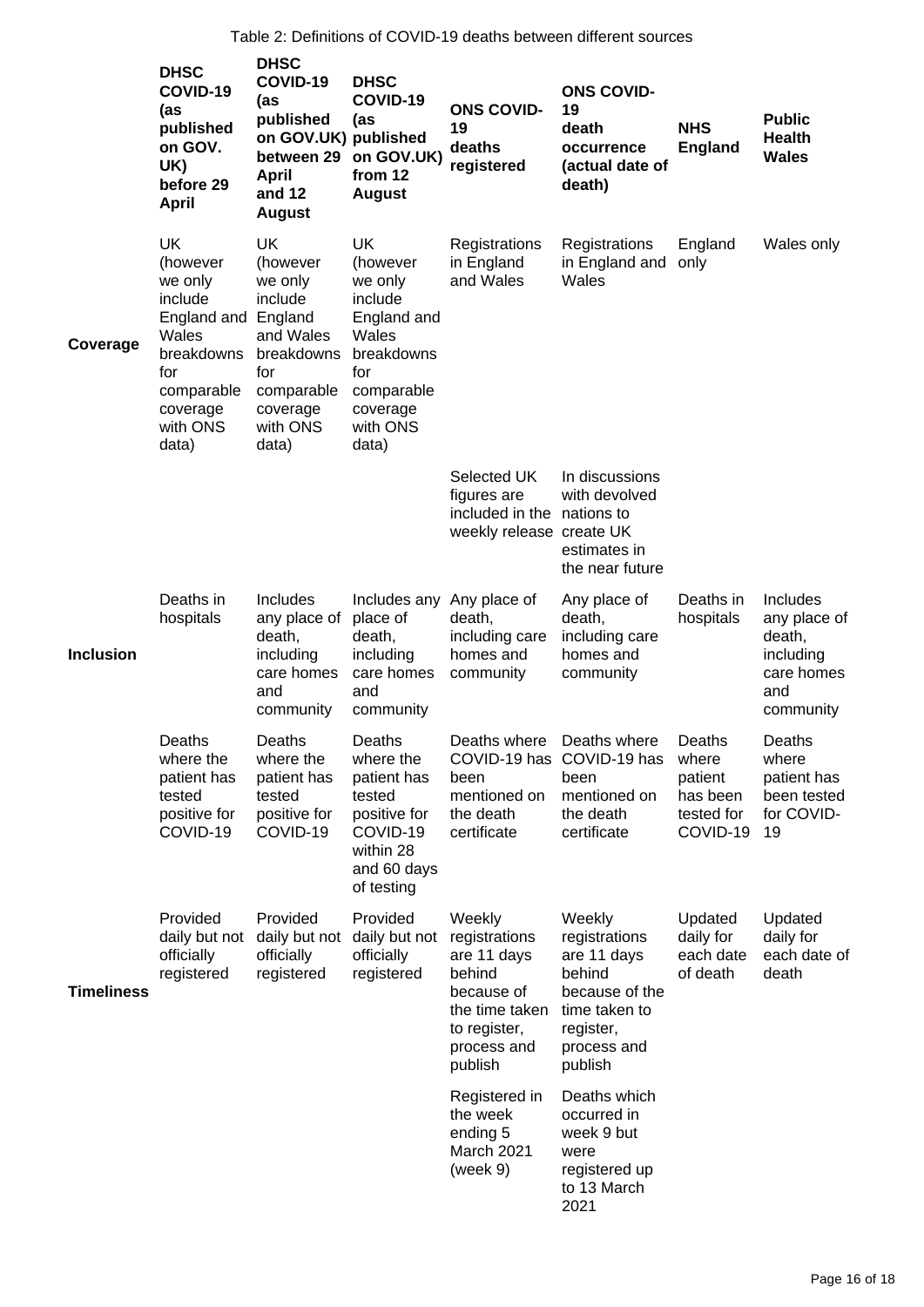Table 2: Definitions of COVID-19 deaths between different sources

| | DHSC COVID-19 (as published on GOV. UK) before 29 April | DHSC COVID-19 (as published on GOV.UK) between 29 April and 12 August | DHSC COVID-19 (as published on GOV.UK) from 12 August | ONS COVID-19 deaths registered | ONS COVID-19 death occurrence (actual date of death) | NHS England | Public Health Wales |
|---|---|---|---|---|---|---|---|
| Coverage | UK (however we only include England and Wales breakdowns for comparable coverage with ONS data) | UK (however we only include England and Wales breakdowns for comparable coverage with ONS data) | UK (however we only include England and Wales breakdowns for comparable coverage with ONS data) | Registrations in England and Wales | Registrations in England and Wales | England only | Wales only |
| | | | | Selected UK figures are included in the weekly release | In discussions with devolved nations to create UK estimates in the near future | | |
| Inclusion | Deaths in hospitals | Includes any place of death, including care homes and community | Includes any place of death, including care homes and community | Any place of death, including care homes and community | Any place of death, including care homes and community | Deaths in hospitals | Includes any place of death, including care homes and community |
| | Deaths where the patient has tested positive for COVID-19 | Deaths where the patient has tested positive for COVID-19 | Deaths where the patient has tested positive for COVID-19 within 28 and 60 days of testing | Deaths where COVID-19 has been mentioned on the death certificate | Deaths where COVID-19 has been mentioned on the death certificate | Deaths where patient has been tested for COVID-19 | Deaths where patient has been tested for COVID-19 |
| Timeliness | Provided daily but not officially registered | Provided daily but not officially registered | Provided daily but not officially registered | Weekly registrations are 11 days behind because of the time taken to register, process and publish | Weekly registrations are 11 days behind because of the time taken to register, process and publish | Updated daily for each date of death | Updated daily for each date of death |
| | | | | Registered in the week ending 5 March 2021 (week 9) | Deaths which occurred in week 9 but were registered up to 13 March 2021 | | |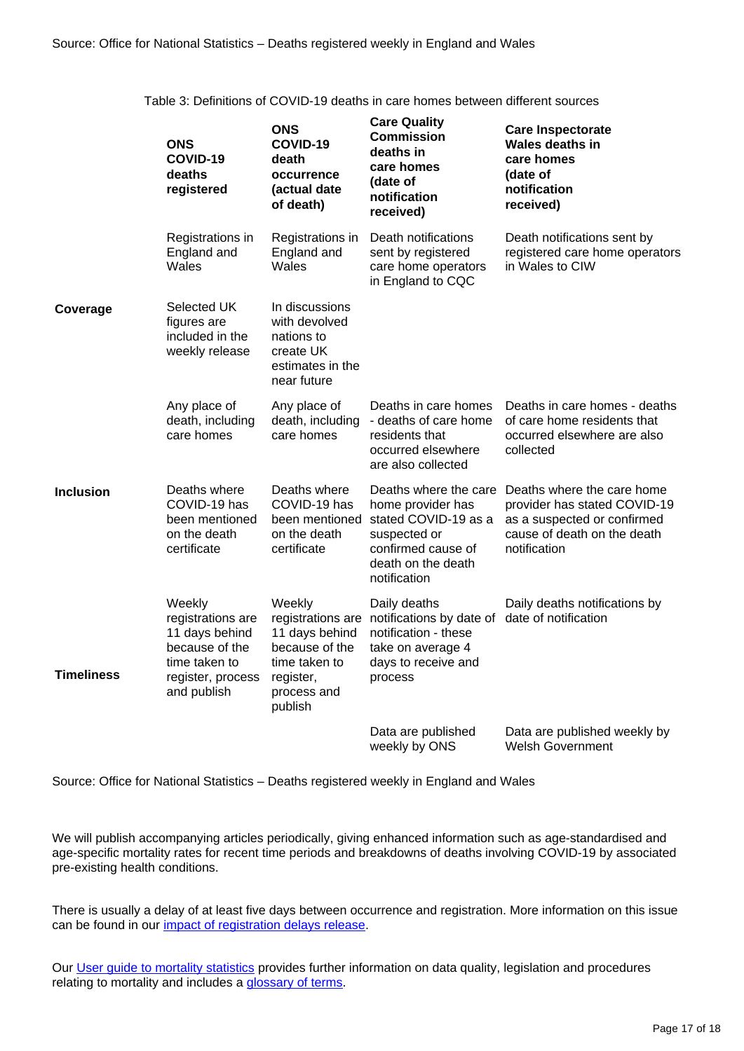Source: Office for National Statistics – Deaths registered weekly in England and Wales

Table 3: Definitions of COVID-19 deaths in care homes between different sources

| | ONS COVID-19 deaths registered | ONS COVID-19 death occurrence (actual date of death) | Care Quality Commission deaths in care homes (date of notification received) | Care Inspectorate Wales deaths in care homes (date of notification received) |
|---|---|---|---|---|
| | Registrations in England and Wales | Registrations in England and Wales | Death notifications sent by registered care home operators in England to CQC | Death notifications sent by registered care home operators in Wales to CIW |
| **Coverage** | Selected UK figures are included in the weekly release | In discussions with devolved nations to create UK estimates in the near future | | |
| | Any place of death, including care homes | Any place of death, including care homes | Deaths in care homes - deaths of care home residents that occurred elsewhere are also collected | Deaths in care homes - deaths of care home residents that occurred elsewhere are also collected |
| **Inclusion** | Deaths where COVID-19 has been mentioned on the death certificate | Deaths where COVID-19 has been mentioned on the death certificate | Deaths where the care home provider has stated COVID-19 as a suspected or confirmed cause of death on the death notification | Deaths where the care home provider has stated COVID-19 as a suspected or confirmed cause of death on the death notification |
| **Timeliness** | Weekly registrations are 11 days behind because of the time taken to register, process and publish | Weekly registrations are 11 days behind because of the time taken to register, process and publish | Daily deaths notifications by date of notification - these take on average 4 days to receive and process | Daily deaths notifications by date of notification |
| | | | Data are published weekly by ONS | Data are published weekly by Welsh Government |

Source: Office for National Statistics – Deaths registered weekly in England and Wales

We will publish accompanying articles periodically, giving enhanced information such as age-standardised and age-specific mortality rates for recent time periods and breakdowns of deaths involving COVID-19 by associated pre-existing health conditions.

There is usually a delay of at least five days between occurrence and registration. More information on this issue can be found in our impact of registration delays release.

Our User guide to mortality statistics provides further information on data quality, legislation and procedures relating to mortality and includes a glossary of terms.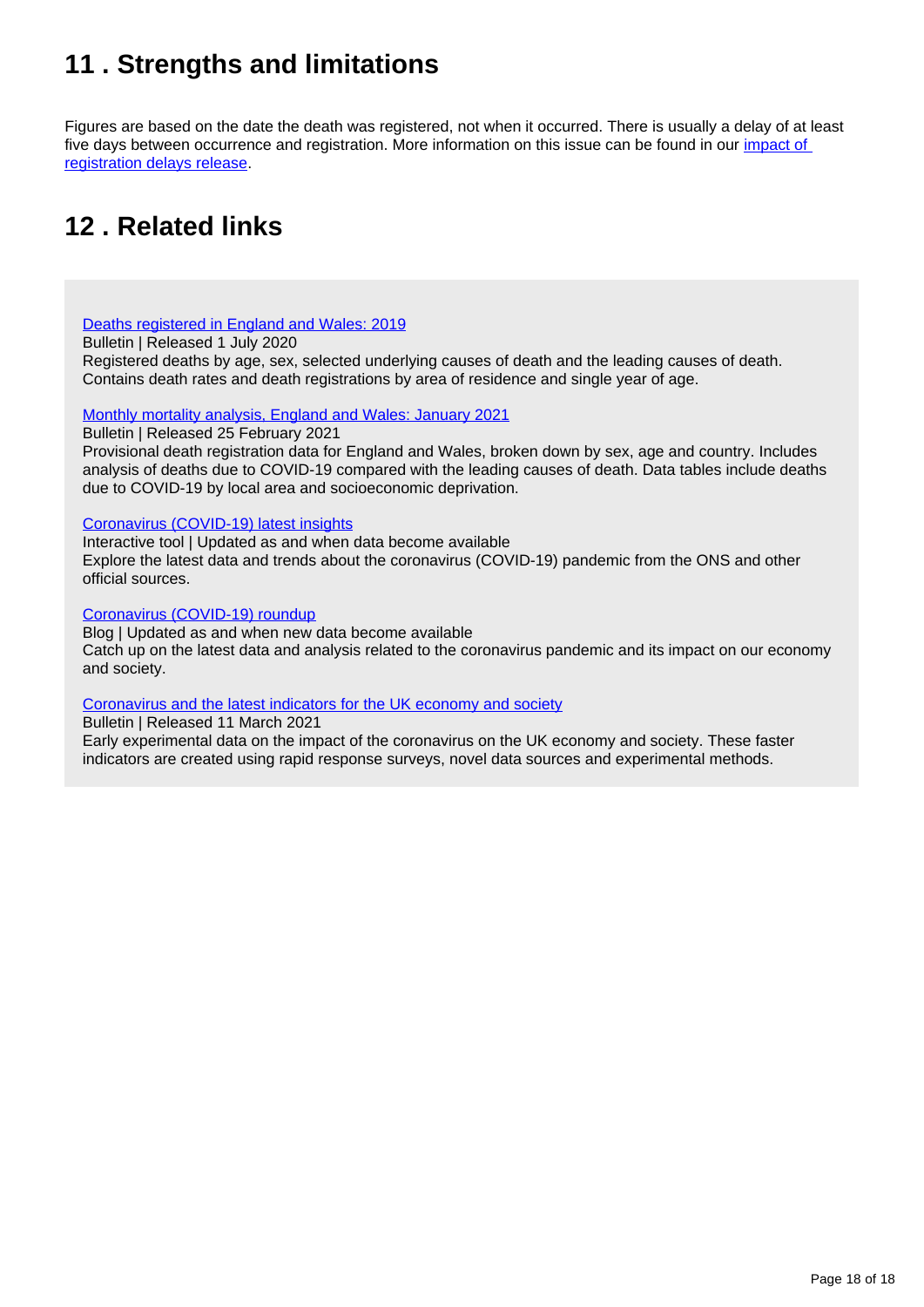## 11 . Strengths and limitations

Figures are based on the date the death was registered, not when it occurred. There is usually a delay of at least five days between occurrence and registration. More information on this issue can be found in our [impact of registration delays release](#).

## 12 . Related links

[Deaths registered in England and Wales: 2019](#)
Bulletin | Released 1 July 2020
Registered deaths by age, sex, selected underlying causes of death and the leading causes of death. Contains death rates and death registrations by area of residence and single year of age.

[Monthly mortality analysis, England and Wales: January 2021](#)
Bulletin | Released 25 February 2021
Provisional death registration data for England and Wales, broken down by sex, age and country. Includes analysis of deaths due to COVID-19 compared with the leading causes of death. Data tables include deaths due to COVID-19 by local area and socioeconomic deprivation.

[Coronavirus (COVID-19) latest insights](#)
Interactive tool | Updated as and when data become available
Explore the latest data and trends about the coronavirus (COVID-19) pandemic from the ONS and other official sources.

[Coronavirus (COVID-19) roundup](#)
Blog | Updated as and when new data become available
Catch up on the latest data and analysis related to the coronavirus pandemic and its impact on our economy and society.

[Coronavirus and the latest indicators for the UK economy and society](#)
Bulletin | Released 11 March 2021
Early experimental data on the impact of the coronavirus on the UK economy and society. These faster indicators are created using rapid response surveys, novel data sources and experimental methods.